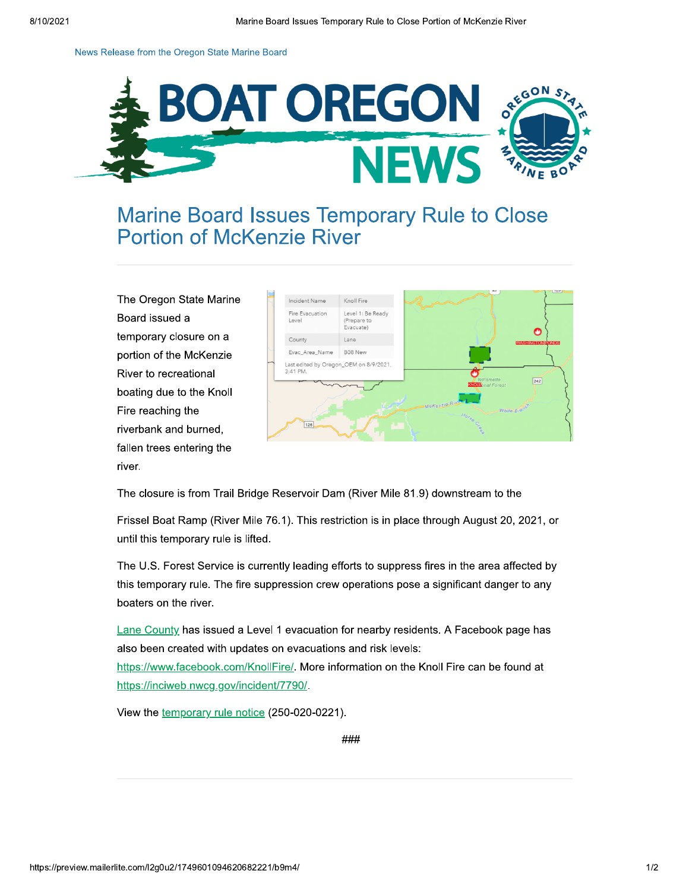News Release from the Oregon State Marine Board

# Marine Board Issues Temporary Rule to Close Portion of McKenzie River

The Oregon State Marine Board issued a temporary closure on a portion of the McKenzie River to recreational boating due to the Knoll Fire reaching the riverbank and burned, fallen trees entering the river.

The closure is from Trail Bridge Reservoir Dam (River Mile 81.9) downstream to the Frissel Boat Ramp (River Mile 76.1). This restriction is in place through August 20, 2021, or until this temporary rule is lifted.

The U.S. Forest Service is currently leading efforts to suppress fires in the area affected by this temporary rule. The fire suppression crew operations pose a significant danger to any boaters on the river.

Lane County has issued a Level 1 evacuation for nearby residents. A Facebook page has also been created with updates on evacuations and risk levels: https://www.facebook.com/KnollFire/. More information on the Knoll Fire can be found at https://inciweb.nwcg.gov/incident/7790/.

View the temporary rule notice (250-020-0221).

###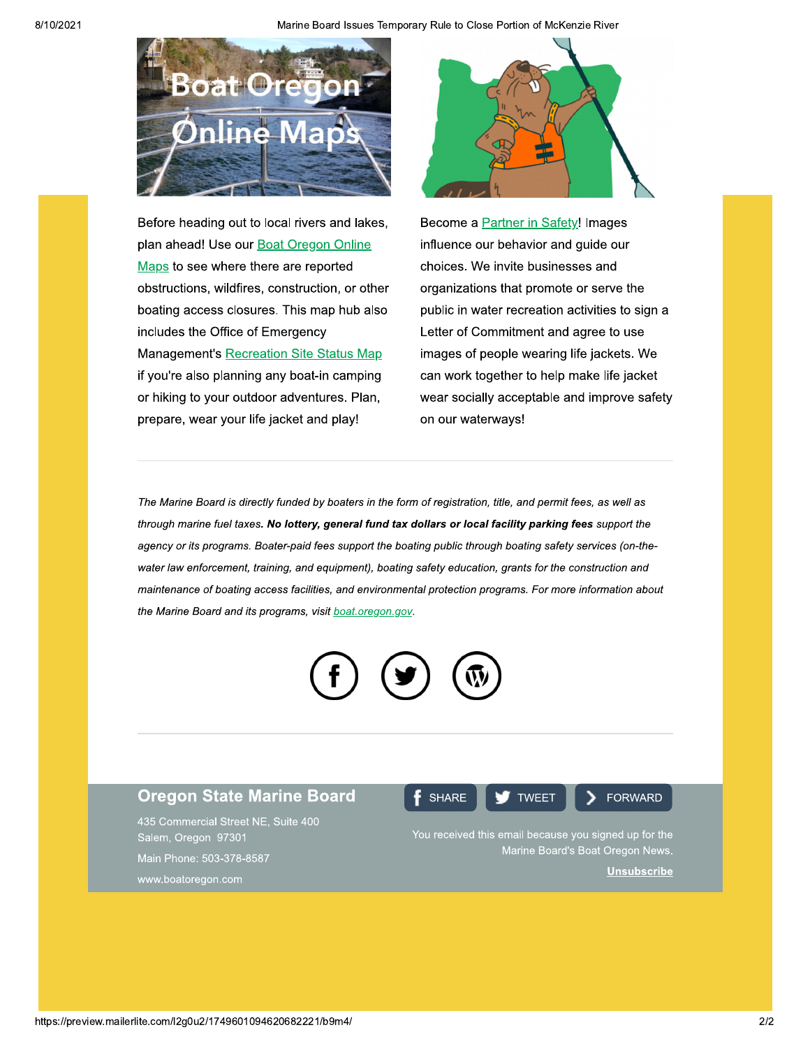Before heading out to local rivers and lakes, plan ahead! Use our Boat Oregon Online Maps to see where there are reported obstructions, wildfires, construction, or other boating access closures. This map hub also includes the Office of Emergency Management's Recreation Site Status Map if you're also planning any boat-in camping or hiking to your outdoor adventures. Plan, prepare, wear your life jacket and play!

Become a Partner in Safety! Images influence our behavior and guide our choices. We invite businesses and organizations that promote or serve the public in water recreation activities to sign a Letter of Commitment and agree to use images of people wearing life jackets. We can work together to help make life jacket wear socially acceptable and improve safety on our waterways!

---

*The Marine Board is directly funded by boaters in the form of registration, title, and permit fees, as well as through marine fuel taxes. **No lottery, general fund tax dollars or local facility parking fees** support the agency or its programs. Boater-paid fees support the boating public through boating safety services (on-the-water law enforcement, training, and equipment), boating safety education, grants for the construction and maintenance of boating access facilities, and environmental protection programs. For more information about the Marine Board and its programs, visit boat.oregon.gov.*

---

**Oregon State Marine Board**

435 Commercial Street NE, Suite 400
Salem, Oregon 97301

Main Phone: 503-378-8587

www.boatoregon.com

SHARE TWEET FORWARD

You received this email because you signed up for the Marine Board's Boat Oregon News.

Unsubscribe